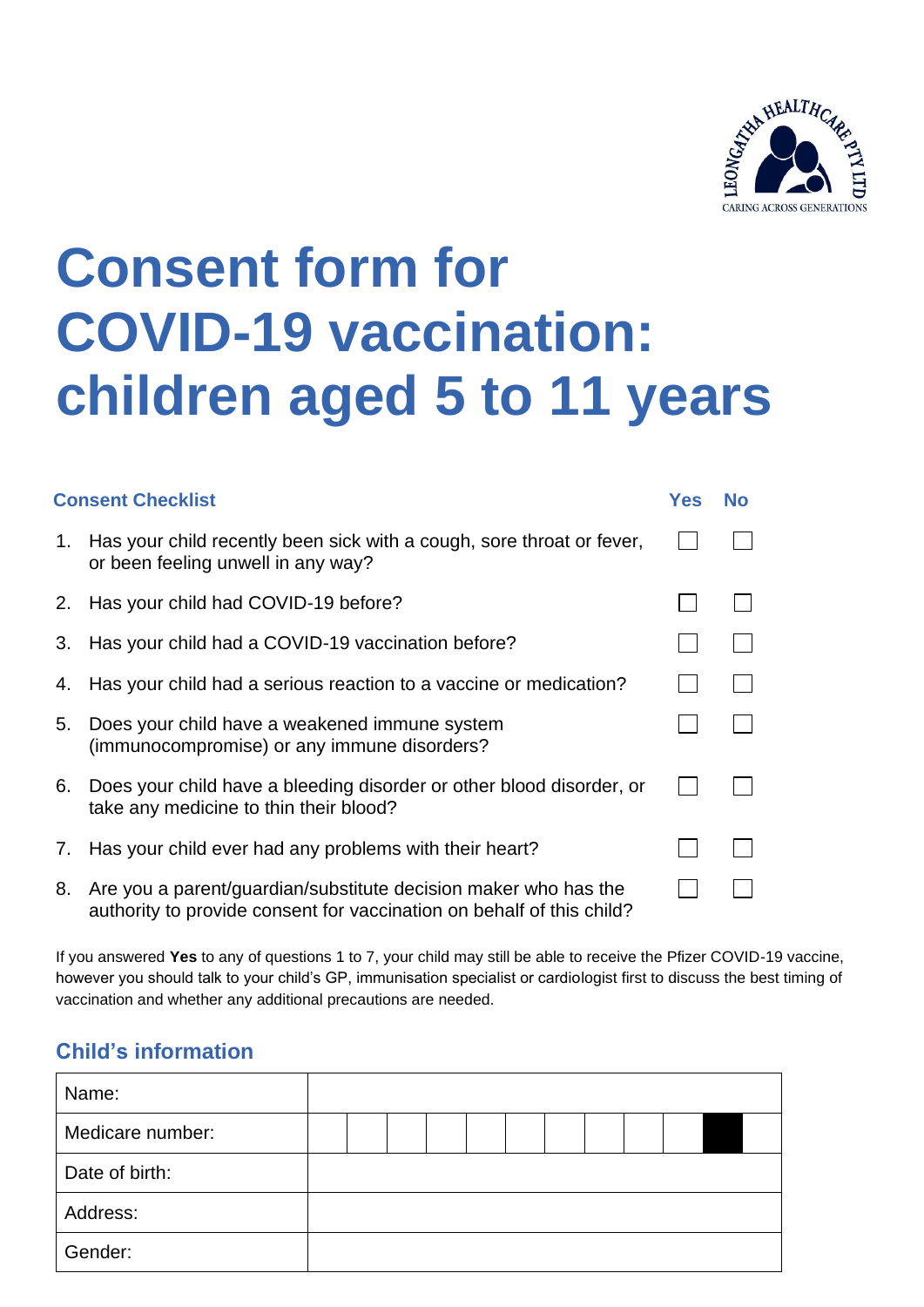# Consent form for COVID-19 vaccination: children aged 5 to 11 years

| Consent Checklist | Yes | No |
|---|---|---|
| 1. Has your child recently been sick with a cough, sore throat or fever, or been feeling unwell in any way? | ☐ | ☐ |
| 2. Has your child had COVID-19 before? | ☐ | ☐ |
| 3. Has your child had a COVID-19 vaccination before? | ☐ | ☐ |
| 4. Has your child had a serious reaction to a vaccine or medication? | ☐ | ☐ |
| 5. Does your child have a weakened immune system (immunocompromise) or any immune disorders? | ☐ | ☐ |
| 6. Does your child have a bleeding disorder or other blood disorder, or take any medicine to thin their blood? | ☐ | ☐ |
| 7. Has your child ever had any problems with their heart? | ☐ | ☐ |
| 8. Are you a parent/guardian/substitute decision maker who has the authority to provide consent for vaccination on behalf of this child? | ☐ | ☐ |

If you answered **Yes** to any of questions 1 to 7, your child may still be able to receive the Pfizer COVID-19 vaccine, however you should talk to your child's GP, immunisation specialist or cardiologist first to discuss the best timing of vaccination and whether any additional precautions are needed.

## Child's information

| | |
|---|---|
| Name: | |
| Medicare number: | |
| Date of birth: | |
| Address: | |
| Gender: | |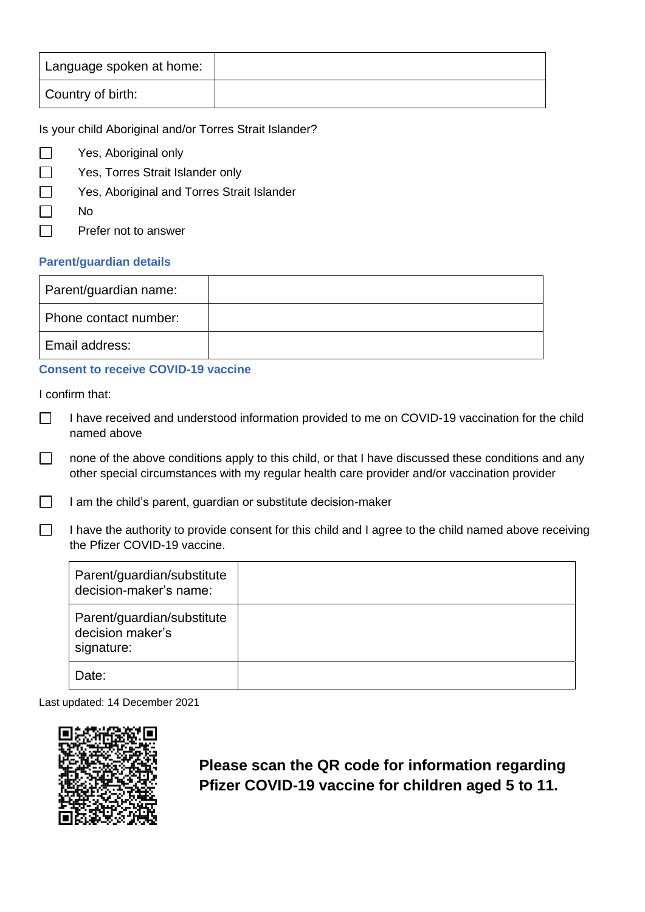| | |
|---|---|
| Language spoken at home: | |
| Country of birth: | |

Is your child Aboriginal and/or Torres Strait Islander?

- ☐ Yes, Aboriginal only
- ☐ Yes, Torres Strait Islander only
- ☐ Yes, Aboriginal and Torres Strait Islander
- ☐ No
- ☐ Prefer not to answer

### Parent/guardian details

| | |
|---|---|
| Parent/guardian name: | |
| Phone contact number: | |
| Email address: | |

### Consent to receive COVID-19 vaccine

I confirm that:

- ☐ I have received and understood information provided to me on COVID-19 vaccination for the child named above
- ☐ none of the above conditions apply to this child, or that I have discussed these conditions and any other special circumstances with my regular health care provider and/or vaccination provider
- ☐ I am the child's parent, guardian or substitute decision-maker
- ☐ I have the authority to provide consent for this child and I agree to the child named above receiving the Pfizer COVID-19 vaccine.

| | |
|---|---|
| Parent/guardian/substitute decision-maker's name: | |
| Parent/guardian/substitute decision maker's signature: | |
| Date: | |

Last updated: 14 December 2021

**Please scan the QR code for information regarding Pfizer COVID-19 vaccine for children aged 5 to 11.**